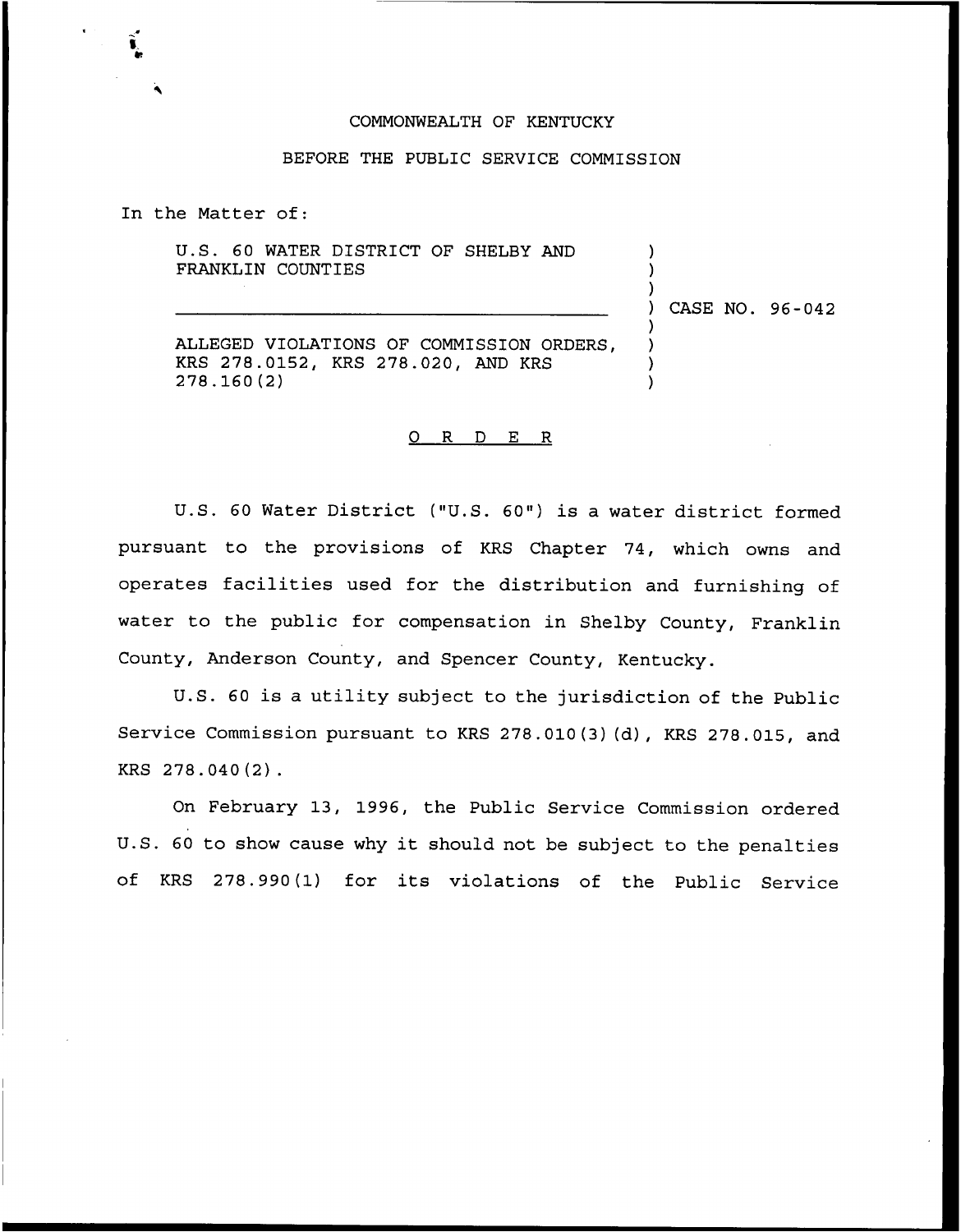COMMONWEALTH OF KENTUCKY

BEFORE THE PUBLIC SERVICE COMMISSION

In the Matter of:

U.S. 60 WATER DISTRICT OF SHELBY AND FRANKLIN COUNTIES

ALLEGED VIOLATIONS OF COMMISSION ORDERS, KRS 278.0152, KRS 278.020, AND KRS 278.160(2)

) CASE NO. 96-042

O R D E R

U.S. 60 Water District ("U.S. 60") is a water district formed pursuant to the provisions of KRS Chapter 74, which owns and operates facilities used for the distribution and furnishing of water to the public for compensation in Shelby County, Franklin County, Anderson County, and Spencer County, Kentucky.

U.S. 60 is a utility subject to the jurisdiction of the Public Service Commission pursuant to KRS 278.010(3)(d), KRS 278.015, and KRS 278.040(2).

On February 13, 1996, the Public Service Commission ordered U.S. 60 to show cause why it should not be subject to the penalties of KRS 278.990(1) for its violations of the Public Service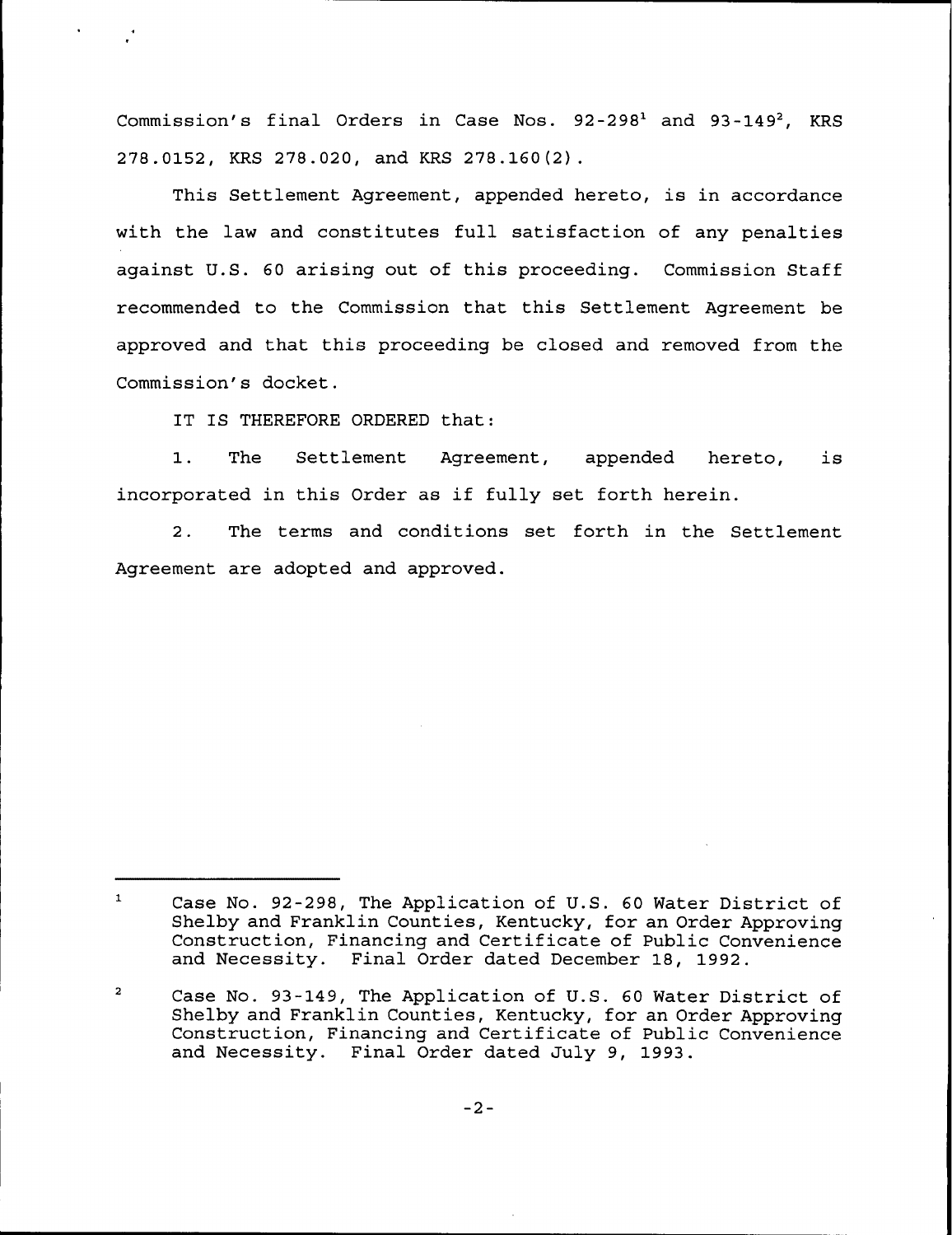Commission's final Orders in Case Nos. 92-298[1] and 93-149[2], KRS 278.0152, KRS 278.020, and KRS 278.160(2).

This Settlement Agreement, appended hereto, is in accordance with the law and constitutes full satisfaction of any penalties against U.S. 60 arising out of this proceeding. Commission Staff recommended to the Commission that this Settlement Agreement be approved and that this proceeding be closed and removed from the Commission's docket.

IT IS THEREFORE ORDERED that:

1. The Settlement Agreement, appended hereto, is incorporated in this Order as if fully set forth herein.

2. The terms and conditions set forth in the Settlement Agreement are adopted and approved.

---

[1] Case No. 92-298, The Application of U.S. 60 Water District of Shelby and Franklin Counties, Kentucky, for an Order Approving Construction, Financing and Certificate of Public Convenience and Necessity. Final Order dated December 18, 1992.

[2] Case No. 93-149, The Application of U.S. 60 Water District of Shelby and Franklin Counties, Kentucky, for an Order Approving Construction, Financing and Certificate of Public Convenience and Necessity. Final Order dated July 9, 1993.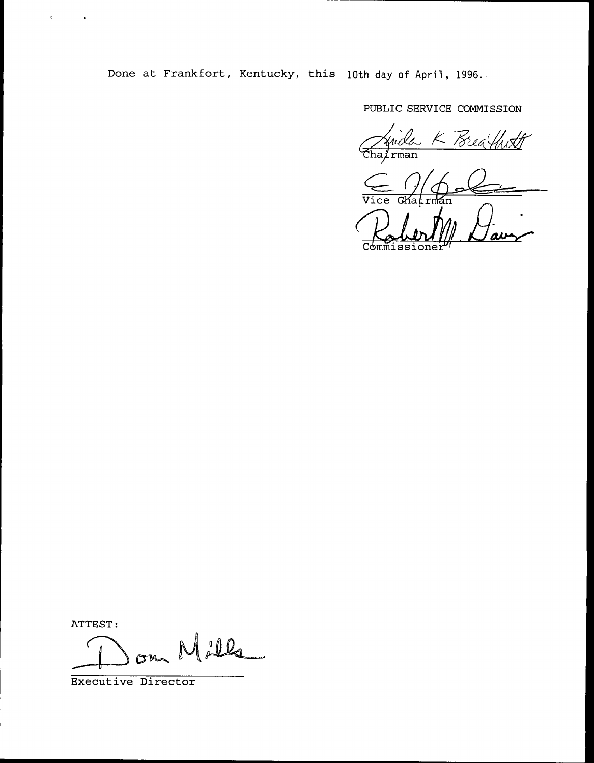Done at Frankfort, Kentucky, this 10th day of April, 1996.

PUBLIC SERVICE COMMISSION

Chairman

Vice Chairman

Commissioner

ATTEST:

Executive Director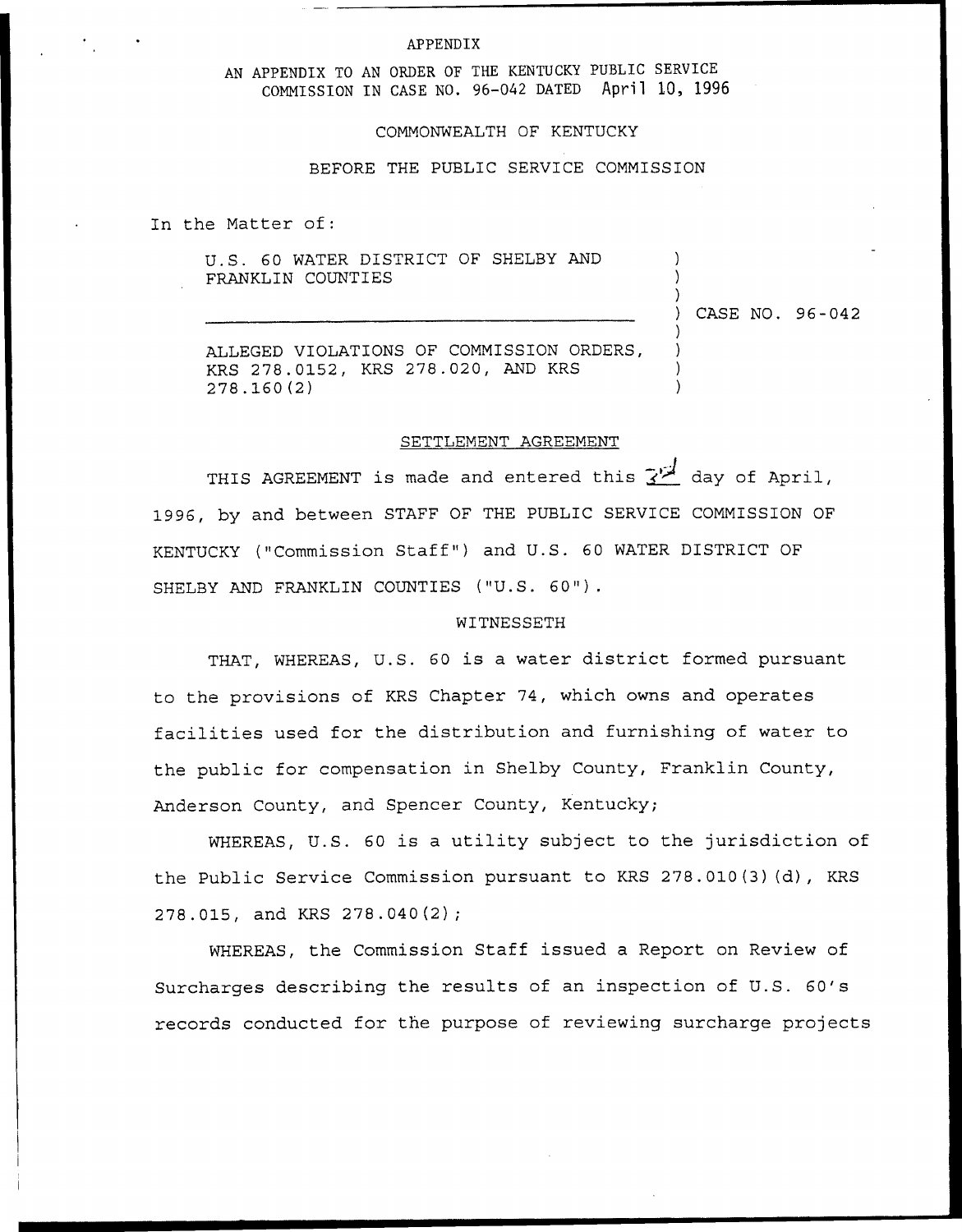APPENDIX

AN APPENDIX TO AN ORDER OF THE KENTUCKY PUBLIC SERVICE COMMISSION IN CASE NO. 96-042 DATED April 10, 1996

COMMONWEALTH OF KENTUCKY

BEFORE THE PUBLIC SERVICE COMMISSION

In the Matter of:

U.S. 60 WATER DISTRICT OF SHELBY AND FRANKLIN COUNTIES ) CASE NO. 96-042

ALLEGED VIOLATIONS OF COMMISSION ORDERS, KRS 278.0152, KRS 278.020, AND KRS 278.160(2)

SETTLEMENT AGREEMENT

THIS AGREEMENT is made and entered this 3rd day of April, 1996, by and between STAFF OF THE PUBLIC SERVICE COMMISSION OF KENTUCKY ("Commission Staff") and U.S. 60 WATER DISTRICT OF SHELBY AND FRANKLIN COUNTIES ("U.S. 60").

WITNESSETH

THAT, WHEREAS, U.S. 60 is a water district formed pursuant to the provisions of KRS Chapter 74, which owns and operates facilities used for the distribution and furnishing of water to the public for compensation in Shelby County, Franklin County, Anderson County, and Spencer County, Kentucky;

WHEREAS, U.S. 60 is a utility subject to the jurisdiction of the Public Service Commission pursuant to KRS 278.010(3)(d), KRS 278.015, and KRS 278.040(2);

WHEREAS, the Commission Staff issued a Report on Review of Surcharges describing the results of an inspection of U.S. 60's records conducted for the purpose of reviewing surcharge projects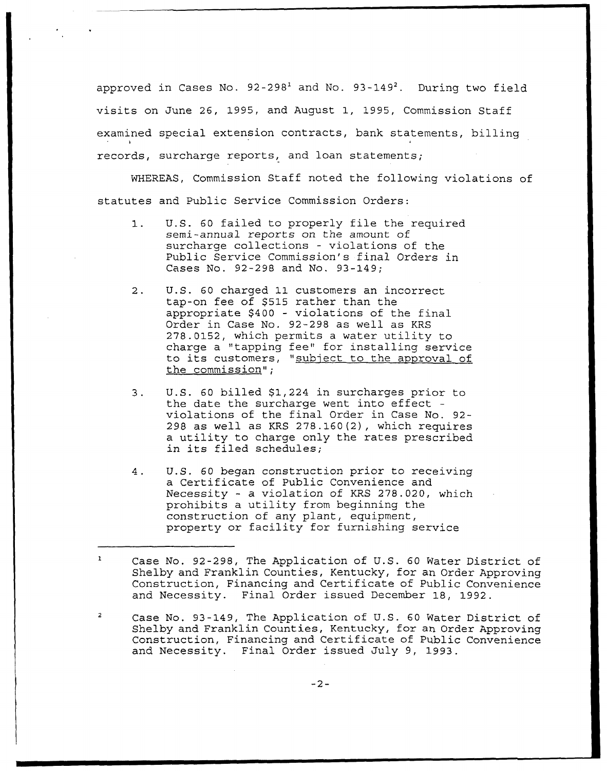approved in Cases No. 92-298[1] and No. 93-149[2]. During two field visits on June 26, 1995, and August 1, 1995, Commission Staff examined special extension contracts, bank statements, billing records, surcharge reports, and loan statements;

WHEREAS, Commission Staff noted the following violations of statutes and Public Service Commission Orders:

1. U.S. 60 failed to properly file the required semi-annual reports on the amount of surcharge collections - violations of the Public Service Commission's final Orders in Cases No. 92-298 and No. 93-149;

2. U.S. 60 charged 11 customers an incorrect tap-on fee of $515 rather than the appropriate $400 - violations of the final Order in Case No. 92-298 as well as KRS 278.0152, which permits a water utility to charge a "tapping fee" for installing service to its customers, "subject to the approval of the commission";

3. U.S. 60 billed $1,224 in surcharges prior to the date the surcharge went into effect - violations of the final Order in Case No. 92-298 as well as KRS 278.160(2), which requires a utility to charge only the rates prescribed in its filed schedules;

4. U.S. 60 began construction prior to receiving a Certificate of Public Convenience and Necessity - a violation of KRS 278.020, which prohibits a utility from beginning the construction of any plant, equipment, property or facility for furnishing service

---

[1] Case No. 92-298, The Application of U.S. 60 Water District of Shelby and Franklin Counties, Kentucky, for an Order Approving Construction, Financing and Certificate of Public Convenience and Necessity. Final Order issued December 18, 1992.

[2] Case No. 93-149, The Application of U.S. 60 Water District of Shelby and Franklin Counties, Kentucky, for an Order Approving Construction, Financing and Certificate of Public Convenience and Necessity. Final Order issued July 9, 1993.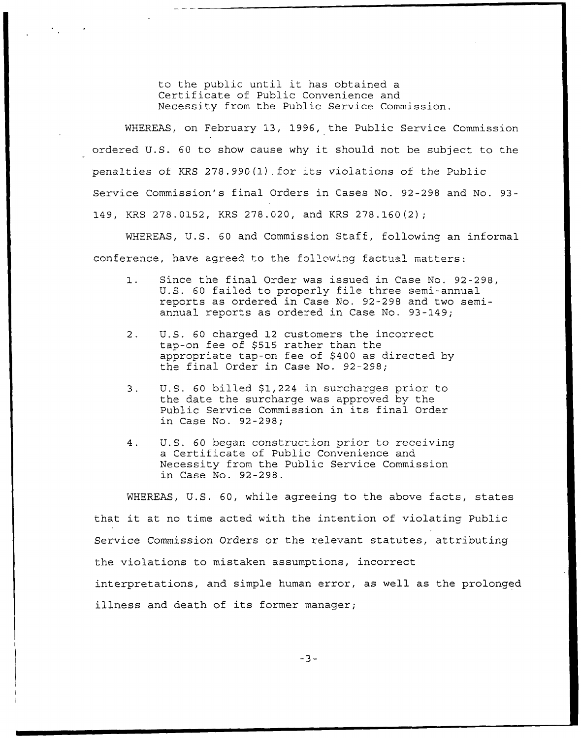> to the public until it has obtained a Certificate of Public Convenience and Necessity from the Public Service Commission.

WHEREAS, on February 13, 1996, the Public Service Commission ordered U.S. 60 to show cause why it should not be subject to the penalties of KRS 278.990(1) for its violations of the Public Service Commission's final Orders in Cases No. 92-298 and No. 93-149, KRS 278.0152, KRS 278.020, and KRS 278.160(2);

WHEREAS, U.S. 60 and Commission Staff, following an informal conference, have agreed to the following factual matters:

1. Since the final Order was issued in Case No. 92-298, U.S. 60 failed to properly file three semi-annual reports as ordered in Case No. 92-298 and two semi-annual reports as ordered in Case No. 93-149;

2. U.S. 60 charged 12 customers the incorrect tap-on fee of $515 rather than the appropriate tap-on fee of $400 as directed by the final Order in Case No. 92-298;

3. U.S. 60 billed $1,224 in surcharges prior to the date the surcharge was approved by the Public Service Commission in its final Order in Case No. 92-298;

4. U.S. 60 began construction prior to receiving a Certificate of Public Convenience and Necessity from the Public Service Commission in Case No. 92-298.

WHEREAS, U.S. 60, while agreeing to the above facts, states that it at no time acted with the intention of violating Public Service Commission Orders or the relevant statutes, attributing the violations to mistaken assumptions, incorrect interpretations, and simple human error, as well as the prolonged illness and death of its former manager;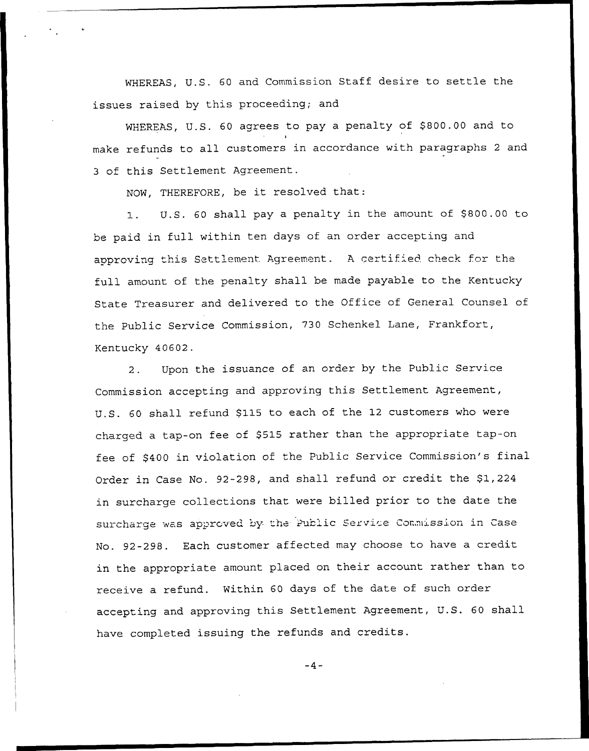WHEREAS, U.S. 60 and Commission Staff desire to settle the issues raised by this proceeding; and

WHEREAS, U.S. 60 agrees to pay a penalty of $800.00 and to make refunds to all customers in accordance with paragraphs 2 and 3 of this Settlement Agreement.

NOW, THEREFORE, be it resolved that:

1. U.S. 60 shall pay a penalty in the amount of $800.00 to be paid in full within ten days of an order accepting and approving this Settlement Agreement. A certified check for the full amount of the penalty shall be made payable to the Kentucky State Treasurer and delivered to the Office of General Counsel of the Public Service Commission, 730 Schenkel Lane, Frankfort, Kentucky 40602.

2. Upon the issuance of an order by the Public Service Commission accepting and approving this Settlement Agreement, U.S. 60 shall refund $115 to each of the 12 customers who were charged a tap-on fee of $515 rather than the appropriate tap-on fee of $400 in violation of the Public Service Commission's final Order in Case No. 92-298, and shall refund or credit the $1,224 in surcharge collections that were billed prior to the date the surcharge was approved by the Public Service Commission in Case No. 92-298. Each customer affected may choose to have a credit in the appropriate amount placed on their account rather than to receive a refund. Within 60 days of the date of such order accepting and approving this Settlement Agreement, U.S. 60 shall have completed issuing the refunds and credits.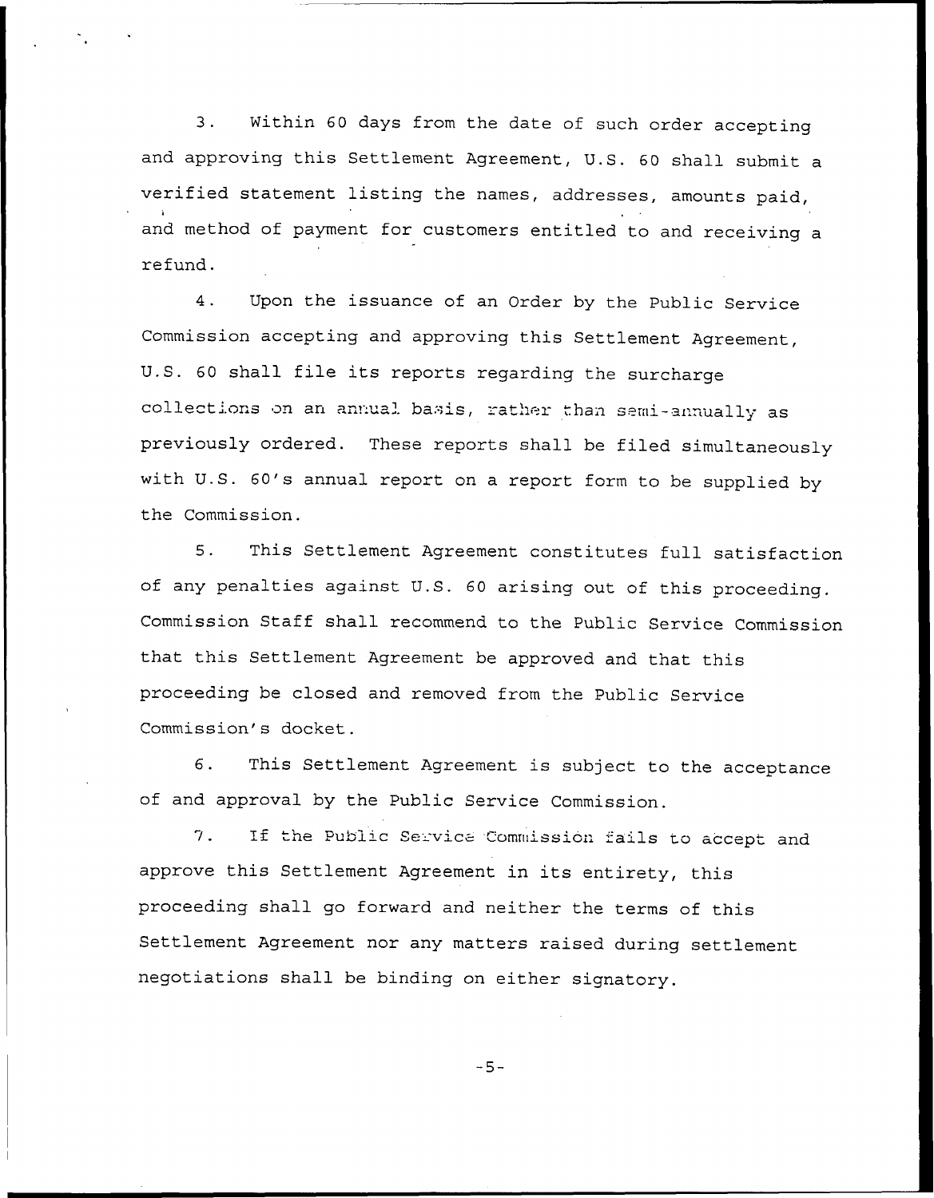3. Within 60 days from the date of such order accepting and approving this Settlement Agreement, U.S. 60 shall submit a verified statement listing the names, addresses, amounts paid, and method of payment for customers entitled to and receiving a refund.

4. Upon the issuance of an Order by the Public Service Commission accepting and approving this Settlement Agreement, U.S. 60 shall file its reports regarding the surcharge collections on an annual basis, rather than semi-annually as previously ordered. These reports shall be filed simultaneously with U.S. 60's annual report on a report form to be supplied by the Commission.

5. This Settlement Agreement constitutes full satisfaction of any penalties against U.S. 60 arising out of this proceeding. Commission Staff shall recommend to the Public Service Commission that this Settlement Agreement be approved and that this proceeding be closed and removed from the Public Service Commission's docket.

6. This Settlement Agreement is subject to the acceptance of and approval by the Public Service Commission.

7. If the Public Service Commission fails to accept and approve this Settlement Agreement in its entirety, this proceeding shall go forward and neither the terms of this Settlement Agreement nor any matters raised during settlement negotiations shall be binding on either signatory.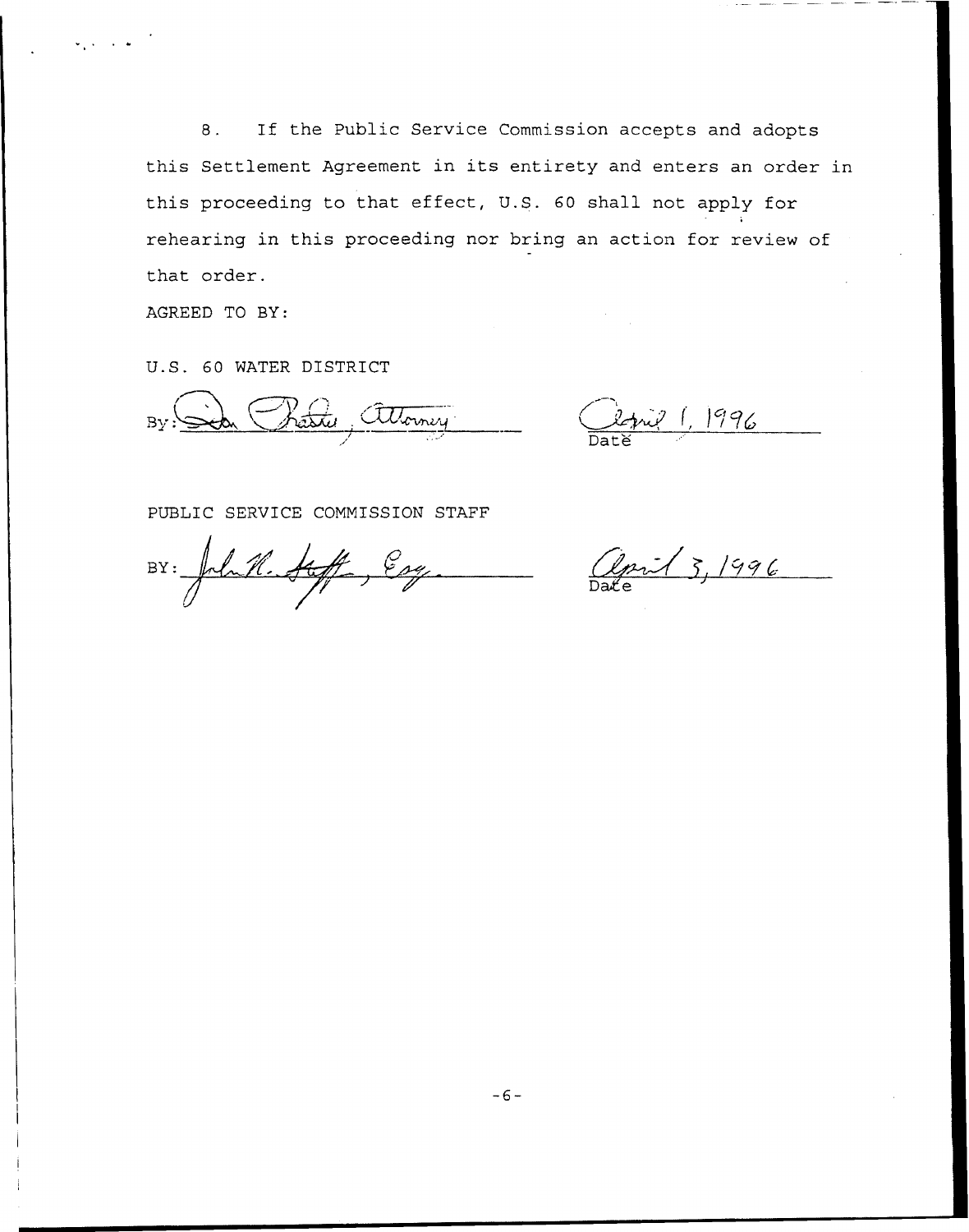8. If the Public Service Commission accepts and adopts this Settlement Agreement in its entirety and enters an order in this proceeding to that effect, U.S. 60 shall not apply for rehearing in this proceeding nor bring an action for review of that order.

AGREED TO BY:

U.S. 60 WATER DISTRICT

By: Don Foster, Attorney &nbsp;&nbsp;&nbsp;&nbsp;&nbsp;&nbsp;&nbsp;&nbsp; April 1, 1996
Date

PUBLIC SERVICE COMMISSION STAFF

BY: John N. Huff, Esq. &nbsp;&nbsp;&nbsp;&nbsp;&nbsp;&nbsp;&nbsp;&nbsp; April 3, 1996
Date